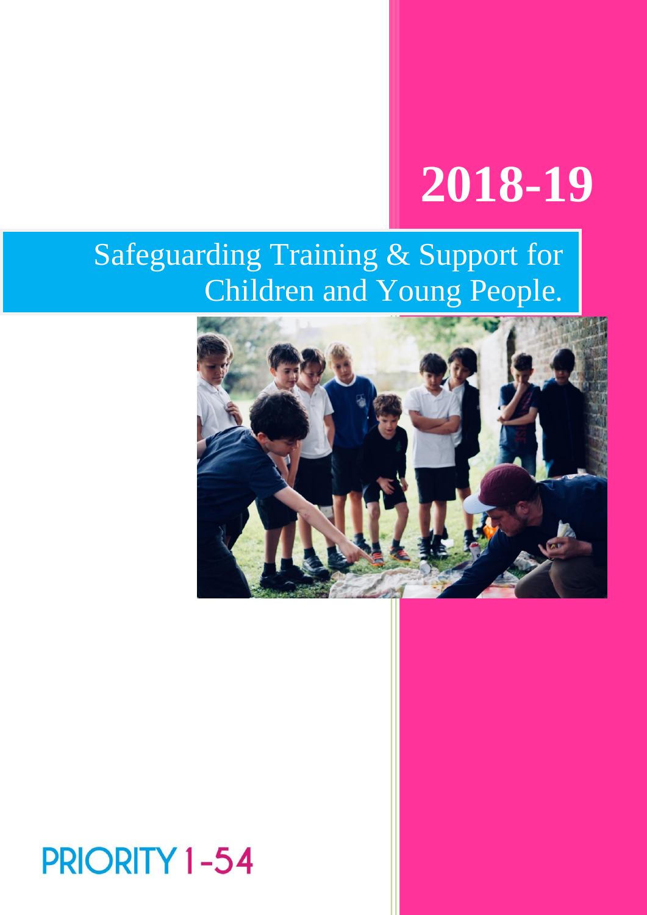# 2018-19

## Safeguarding Training & Support for Children and Young People.

PRIORITY 1-54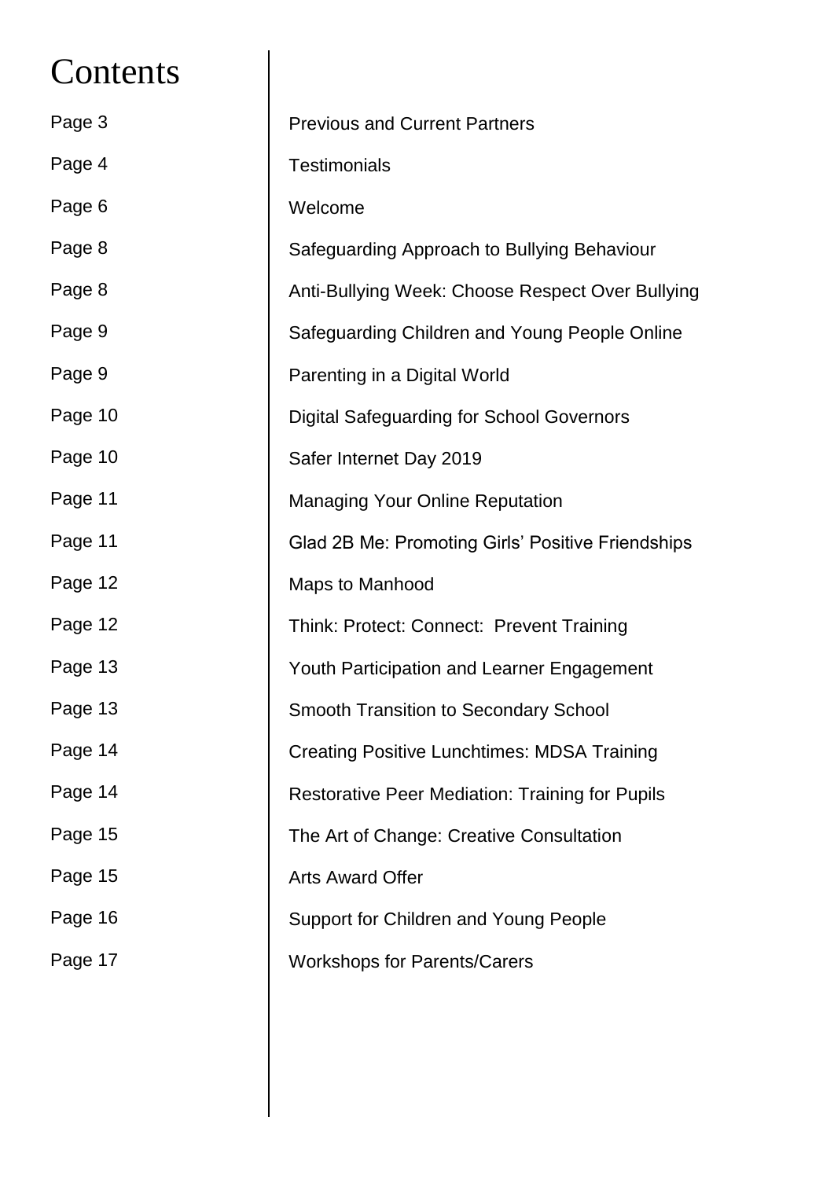# Contents

| | |
|---|---|
| Page 3 | Previous and Current Partners |
| Page 4 | Testimonials |
| Page 6 | Welcome |
| Page 8 | Safeguarding Approach to Bullying Behaviour |
| Page 8 | Anti-Bullying Week: Choose Respect Over Bullying |
| Page 9 | Safeguarding Children and Young People Online |
| Page 9 | Parenting in a Digital World |
| Page 10 | Digital Safeguarding for School Governors |
| Page 10 | Safer Internet Day 2019 |
| Page 11 | Managing Your Online Reputation |
| Page 11 | Glad 2B Me: Promoting Girls' Positive Friendships |
| Page 12 | Maps to Manhood |
| Page 12 | Think: Protect: Connect: Prevent Training |
| Page 13 | Youth Participation and Learner Engagement |
| Page 13 | Smooth Transition to Secondary School |
| Page 14 | Creating Positive Lunchtimes: MDSA Training |
| Page 14 | Restorative Peer Mediation: Training for Pupils |
| Page 15 | The Art of Change: Creative Consultation |
| Page 15 | Arts Award Offer |
| Page 16 | Support for Children and Young People |
| Page 17 | Workshops for Parents/Carers |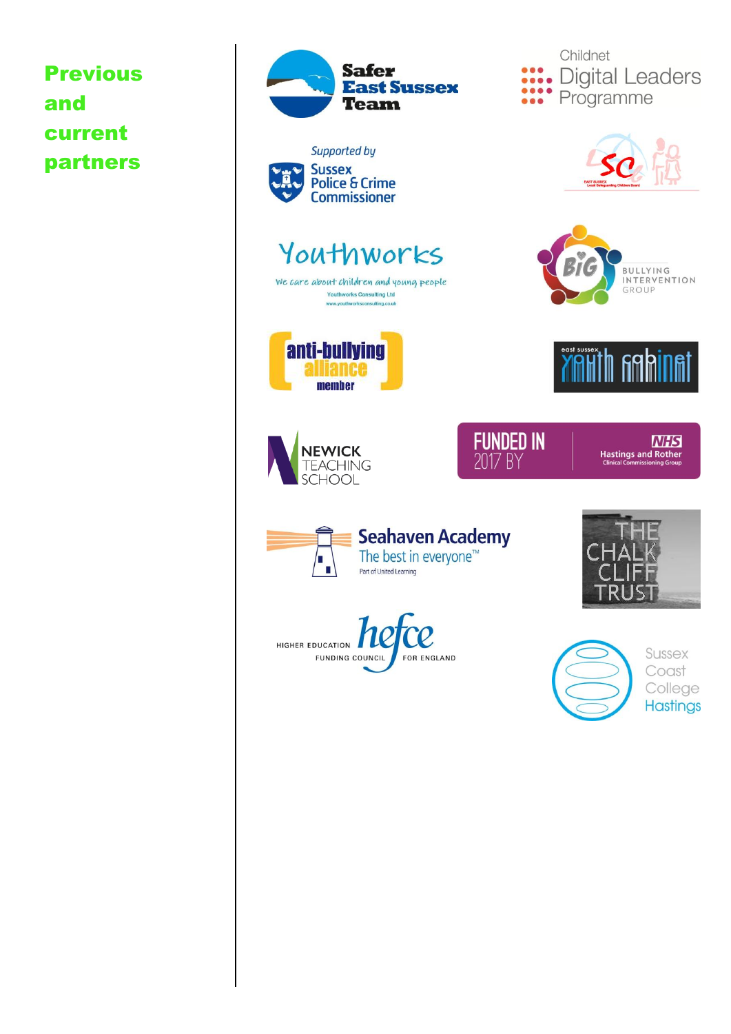## Previous and current partners

Safer East Sussex Team

Childnet Digital Leaders Programme

Supported by Sussex Police & Crime Commissioner

East Sussex Local Safeguarding Children Board

Youthworks
We care about children and young people
Youthworks Consulting Ltd
www.youthworksconsulting.co.uk

BIG Bullying Intervention Group

anti-bullying alliance member

east sussex youth cabinet

Newick Teaching School

Funded in 2017 by NHS Hastings and Rother Clinical Commissioning Group

Seahaven Academy
The best in everyone™
Part of United Learning

The Chalk Cliff Trust

Higher Education Funding Council for England (hefce)

Sussex Coast College Hastings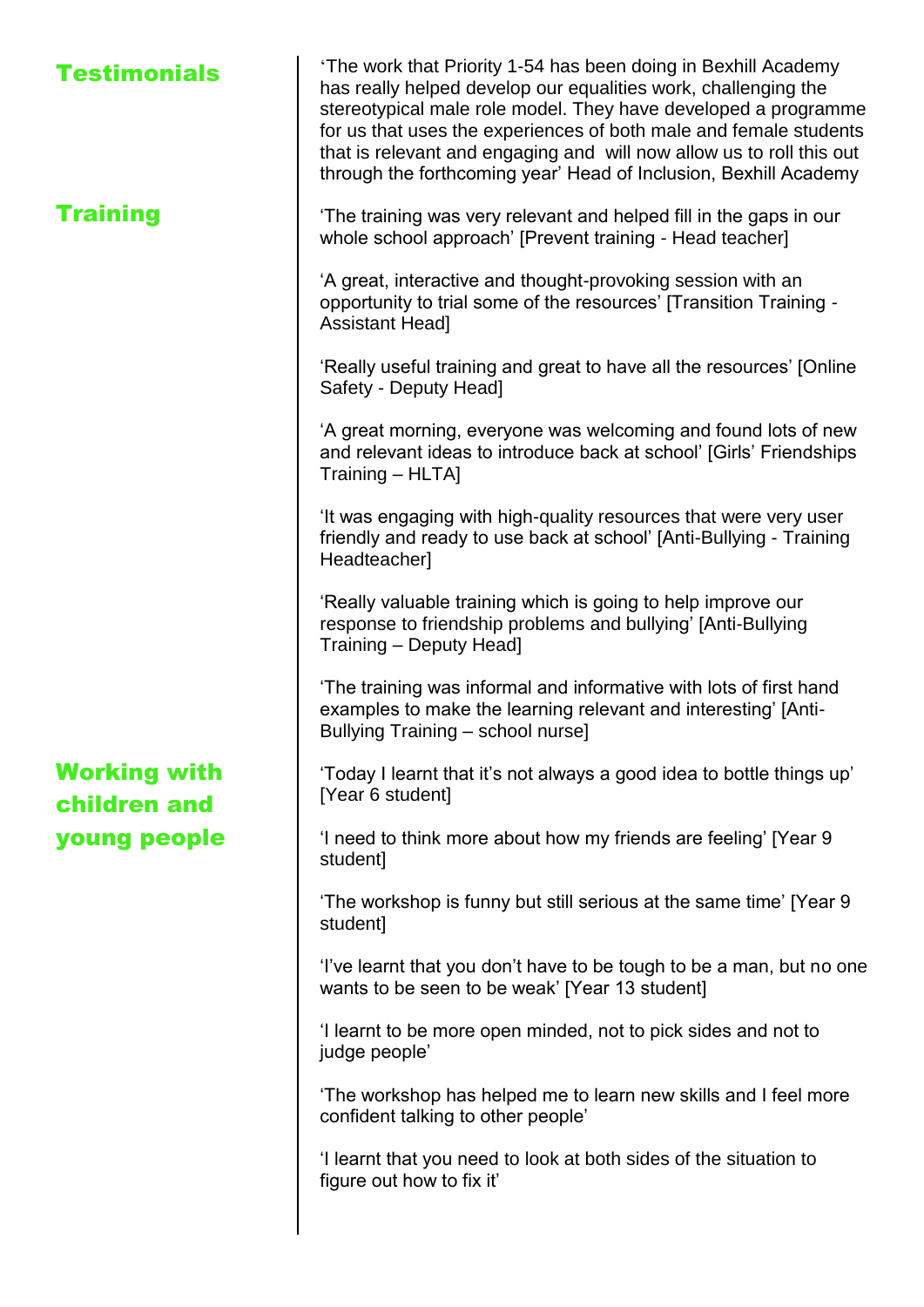## Testimonials

'The work that Priority 1-54 has been doing in Bexhill Academy has really helped develop our equalities work, challenging the stereotypical male role model. They have developed a programme for us that uses the experiences of both male and female students that is relevant and engaging and will now allow us to roll this out through the forthcoming year' Head of Inclusion, Bexhill Academy

## Training

'The training was very relevant and helped fill in the gaps in our whole school approach' [Prevent training - Head teacher]

'A great, interactive and thought-provoking session with an opportunity to trial some of the resources' [Transition Training - Assistant Head]

'Really useful training and great to have all the resources' [Online Safety - Deputy Head]

'A great morning, everyone was welcoming and found lots of new and relevant ideas to introduce back at school' [Girls' Friendships Training – HLTA]

'It was engaging with high-quality resources that were very user friendly and ready to use back at school' [Anti-Bullying - Training Headteacher]

'Really valuable training which is going to help improve our response to friendship problems and bullying' [Anti-Bullying Training – Deputy Head]

'The training was informal and informative with lots of first hand examples to make the learning relevant and interesting' [Anti-Bullying Training – school nurse]

## Working with children and young people

'Today I learnt that it's not always a good idea to bottle things up' [Year 6 student]

'I need to think more about how my friends are feeling' [Year 9 student]

'The workshop is funny but still serious at the same time' [Year 9 student]

'I've learnt that you don't have to be tough to be a man, but no one wants to be seen to be weak' [Year 13 student]

'I learnt to be more open minded, not to pick sides and not to judge people'

'The workshop has helped me to learn new skills and I feel more confident talking to other people'

'I learnt that you need to look at both sides of the situation to figure out how to fix it'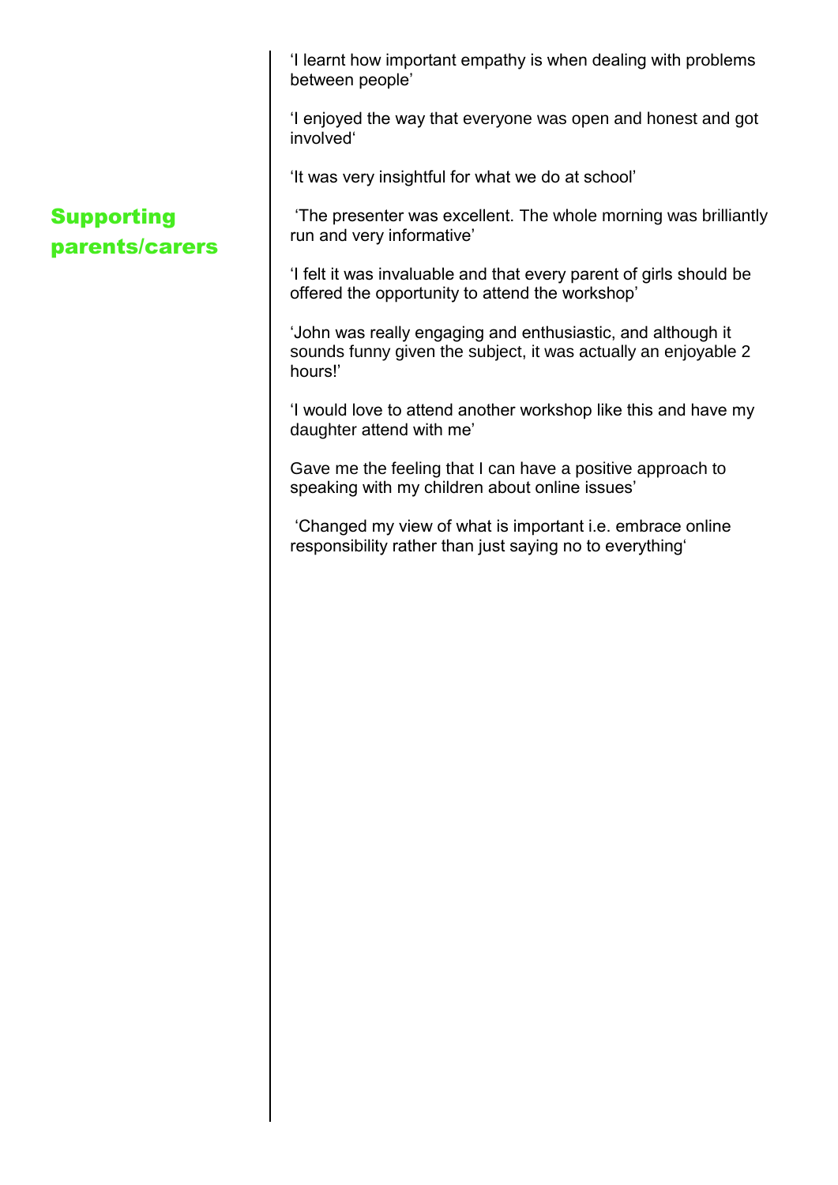## Supporting parents/carers

'I learnt how important empathy is when dealing with problems between people'

'I enjoyed the way that everyone was open and honest and got involved'

'It was very insightful for what we do at school'

'The presenter was excellent. The whole morning was brilliantly run and very informative'

'I felt it was invaluable and that every parent of girls should be offered the opportunity to attend the workshop'

'John was really engaging and enthusiastic, and although it sounds funny given the subject, it was actually an enjoyable 2 hours!'

'I would love to attend another workshop like this and have my daughter attend with me'

Gave me the feeling that I can have a positive approach to speaking with my children about online issues'

'Changed my view of what is important i.e. embrace online responsibility rather than just saying no to everything'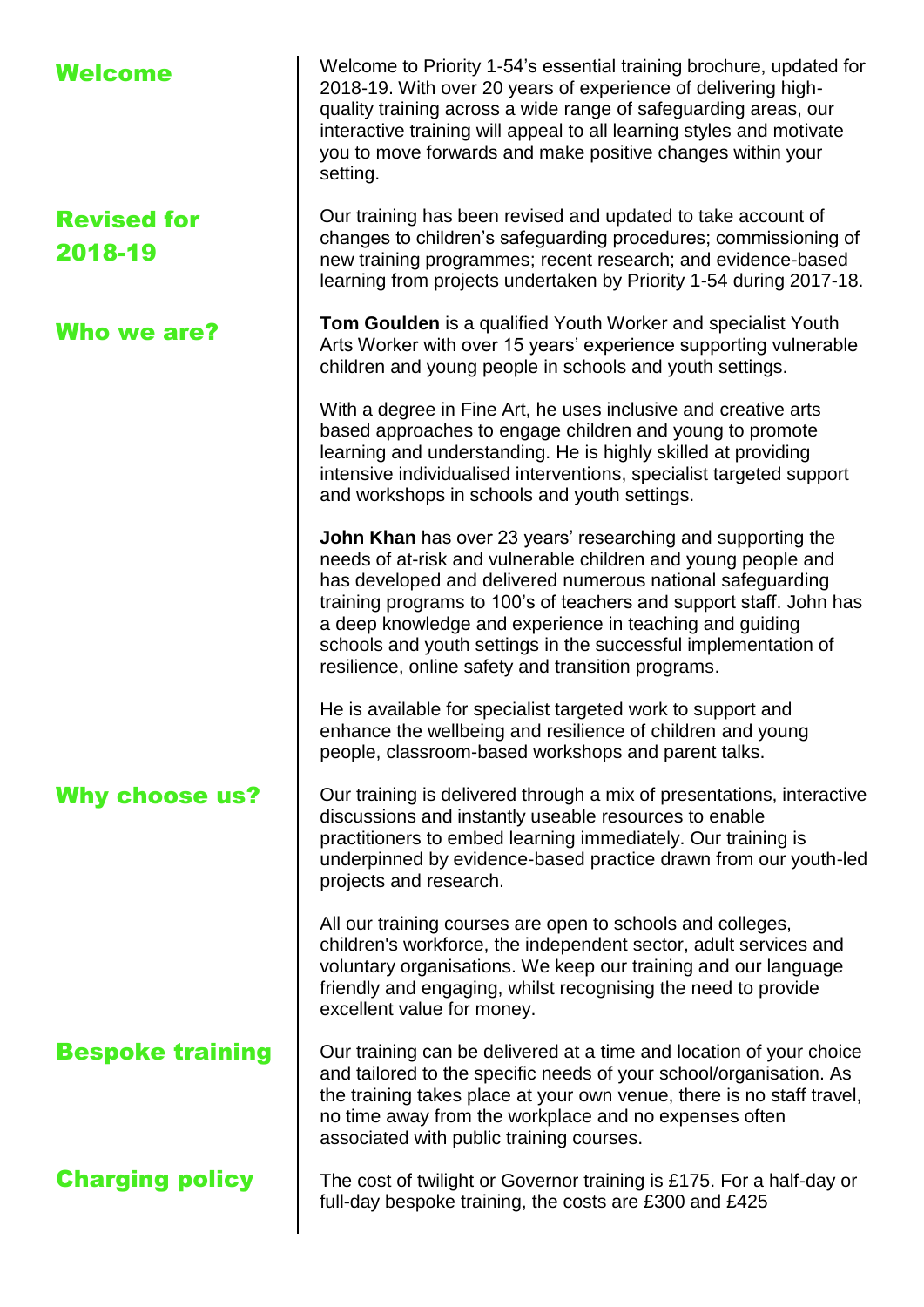## Welcome

Welcome to Priority 1-54's essential training brochure, updated for 2018-19. With over 20 years of experience of delivering high-quality training across a wide range of safeguarding areas, our interactive training will appeal to all learning styles and motivate you to move forwards and make positive changes within your setting.

## Revised for 2018-19

Our training has been revised and updated to take account of changes to children's safeguarding procedures; commissioning of new training programmes; recent research; and evidence-based learning from projects undertaken by Priority 1-54 during 2017-18.

## Who we are?

**Tom Goulden** is a qualified Youth Worker and specialist Youth Arts Worker with over 15 years' experience supporting vulnerable children and young people in schools and youth settings.

With a degree in Fine Art, he uses inclusive and creative arts based approaches to engage children and young to promote learning and understanding. He is highly skilled at providing intensive individualised interventions, specialist targeted support and workshops in schools and youth settings.

**John Khan** has over 23 years' researching and supporting the needs of at-risk and vulnerable children and young people and has developed and delivered numerous national safeguarding training programs to 100's of teachers and support staff. John has a deep knowledge and experience in teaching and guiding schools and youth settings in the successful implementation of resilience, online safety and transition programs.

He is available for specialist targeted work to support and enhance the wellbeing and resilience of children and young people, classroom-based workshops and parent talks.

## Why choose us?

Our training is delivered through a mix of presentations, interactive discussions and instantly useable resources to enable practitioners to embed learning immediately. Our training is underpinned by evidence-based practice drawn from our youth-led projects and research.

All our training courses are open to schools and colleges, children's workforce, the independent sector, adult services and voluntary organisations. We keep our training and our language friendly and engaging, whilst recognising the need to provide excellent value for money.

## Bespoke training

Our training can be delivered at a time and location of your choice and tailored to the specific needs of your school/organisation. As the training takes place at your own venue, there is no staff travel, no time away from the workplace and no expenses often associated with public training courses.

## Charging policy

The cost of twilight or Governor training is £175. For a half-day or full-day bespoke training, the costs are £300 and £425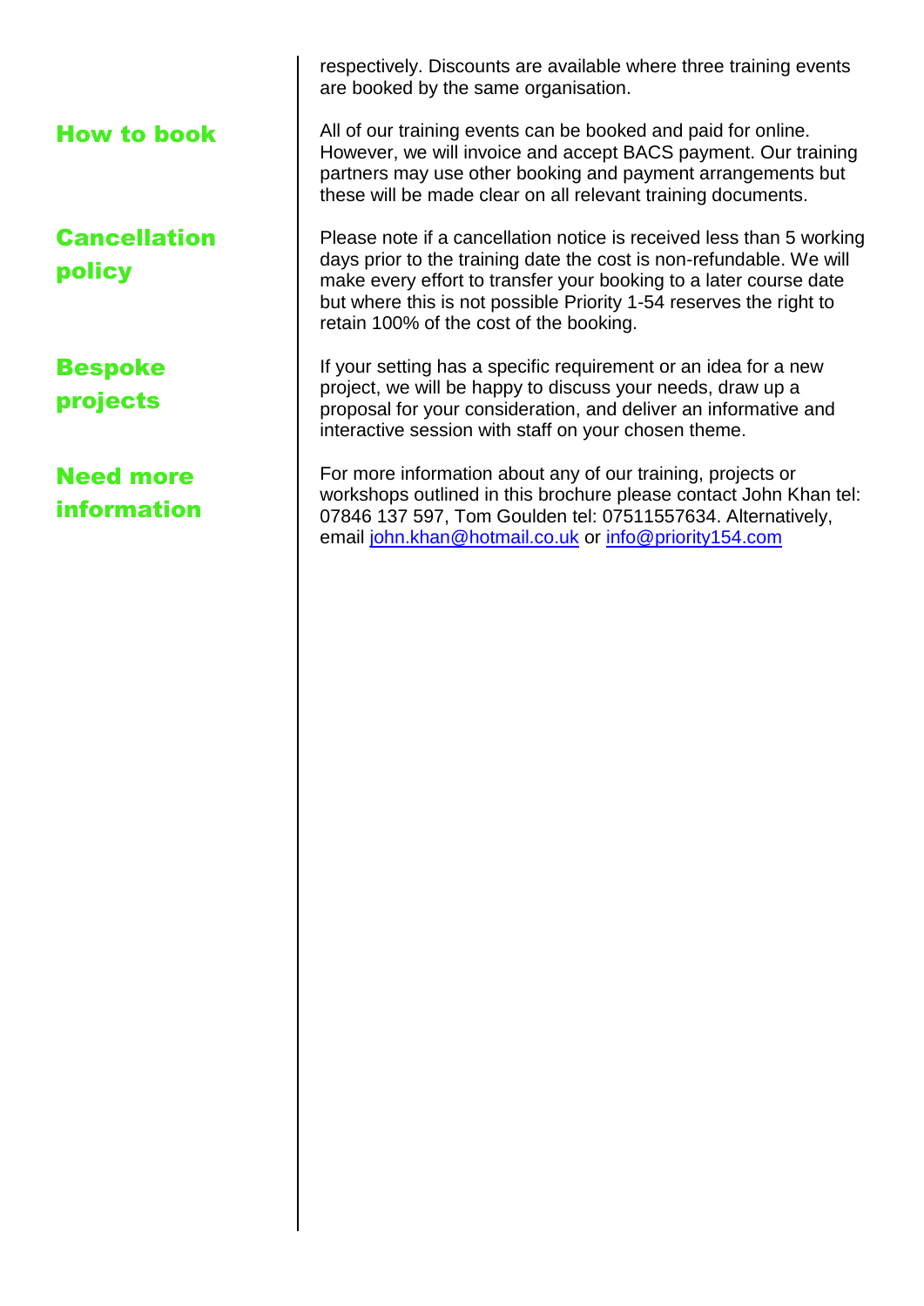respectively. Discounts are available where three training events are booked by the same organisation.

## How to book

All of our training events can be booked and paid for online. However, we will invoice and accept BACS payment. Our training partners may use other booking and payment arrangements but these will be made clear on all relevant training documents.

## Cancellation policy

Please note if a cancellation notice is received less than 5 working days prior to the training date the cost is non-refundable. We will make every effort to transfer your booking to a later course date but where this is not possible Priority 1-54 reserves the right to retain 100% of the cost of the booking.

## Bespoke projects

If your setting has a specific requirement or an idea for a new project, we will be happy to discuss your needs, draw up a proposal for your consideration, and deliver an informative and interactive session with staff on your chosen theme.

## Need more information

For more information about any of our training, projects or workshops outlined in this brochure please contact John Khan tel: 07846 137 597, Tom Goulden tel: 07511557634. Alternatively, email john.khan@hotmail.co.uk or info@priority154.com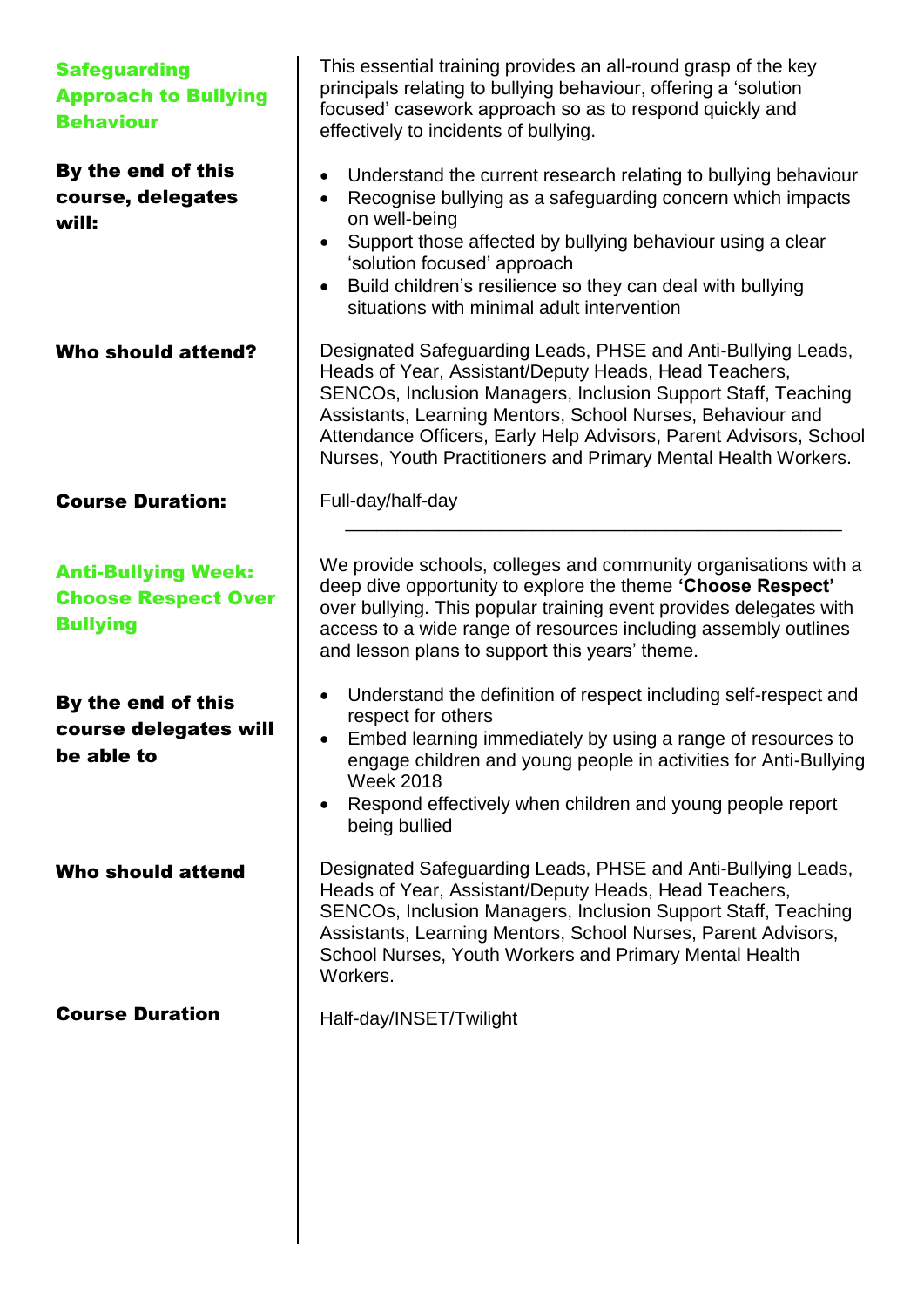## Safeguarding Approach to Bullying Behaviour

This essential training provides an all-round grasp of the key principals relating to bullying behaviour, offering a 'solution focused' casework approach so as to respond quickly and effectively to incidents of bullying.

**By the end of this course, delegates will:**

- Understand the current research relating to bullying behaviour
- Recognise bullying as a safeguarding concern which impacts on well-being
- Support those affected by bullying behaviour using a clear 'solution focused' approach
- Build children's resilience so they can deal with bullying situations with minimal adult intervention

**Who should attend?**

Designated Safeguarding Leads, PHSE and Anti-Bullying Leads, Heads of Year, Assistant/Deputy Heads, Head Teachers, SENCOs, Inclusion Managers, Inclusion Support Staff, Teaching Assistants, Learning Mentors, School Nurses, Behaviour and Attendance Officers, Early Help Advisors, Parent Advisors, School Nurses, Youth Practitioners and Primary Mental Health Workers.

**Course Duration:**

Full-day/half-day

---

## Anti-Bullying Week: Choose Respect Over Bullying

We provide schools, colleges and community organisations with a deep dive opportunity to explore the theme **'Choose Respect'** over bullying. This popular training event provides delegates with access to a wide range of resources including assembly outlines and lesson plans to support this years' theme.

**By the end of this course delegates will be able to**

- Understand the definition of respect including self-respect and respect for others
- Embed learning immediately by using a range of resources to engage children and young people in activities for Anti-Bullying Week 2018
- Respond effectively when children and young people report being bullied

**Who should attend**

Designated Safeguarding Leads, PHSE and Anti-Bullying Leads, Heads of Year, Assistant/Deputy Heads, Head Teachers, SENCOs, Inclusion Managers, Inclusion Support Staff, Teaching Assistants, Learning Mentors, School Nurses, Parent Advisors, School Nurses, Youth Workers and Primary Mental Health Workers.

**Course Duration**

Half-day/INSET/Twilight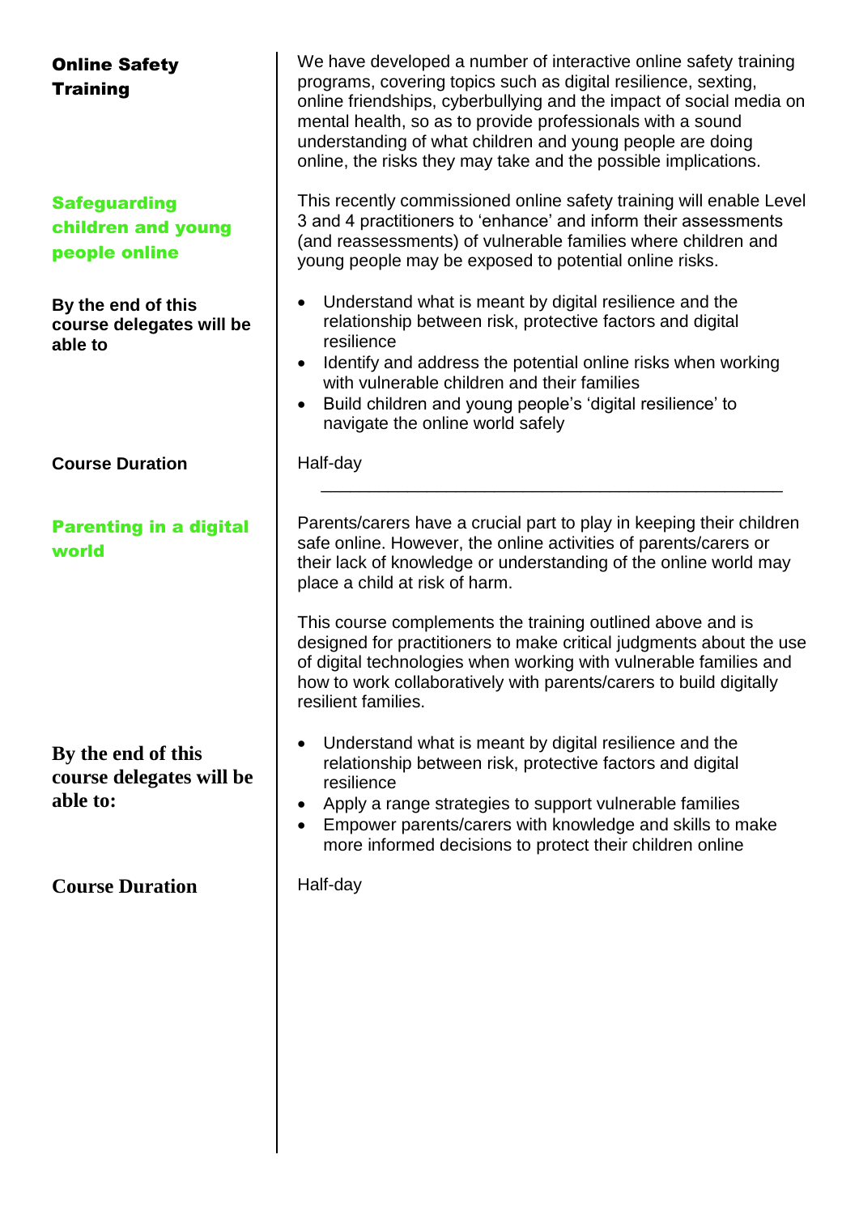## Online Safety Training

We have developed a number of interactive online safety training programs, covering topics such as digital resilience, sexting, online friendships, cyberbullying and the impact of social media on mental health, so as to provide professionals with a sound understanding of what children and young people are doing online, the risks they may take and the possible implications.

### Safeguarding children and young people online

This recently commissioned online safety training will enable Level 3 and 4 practitioners to 'enhance' and inform their assessments (and reassessments) of vulnerable families where children and young people may be exposed to potential online risks.

**By the end of this course delegates will be able to**

- Understand what is meant by digital resilience and the relationship between risk, protective factors and digital resilience
- Identify and address the potential online risks when working with vulnerable children and their families
- Build children and young people's 'digital resilience' to navigate the online world safely

**Course Duration**

Half-day

---

### Parenting in a digital world

Parents/carers have a crucial part to play in keeping their children safe online. However, the online activities of parents/carers or their lack of knowledge or understanding of the online world may place a child at risk of harm.

This course complements the training outlined above and is designed for practitioners to make critical judgments about the use of digital technologies when working with vulnerable families and how to work collaboratively with parents/carers to build digitally resilient families.

**By the end of this course delegates will be able to:**

- Understand what is meant by digital resilience and the relationship between risk, protective factors and digital resilience
- Apply a range strategies to support vulnerable families
- Empower parents/carers with knowledge and skills to make more informed decisions to protect their children online

**Course Duration**

Half-day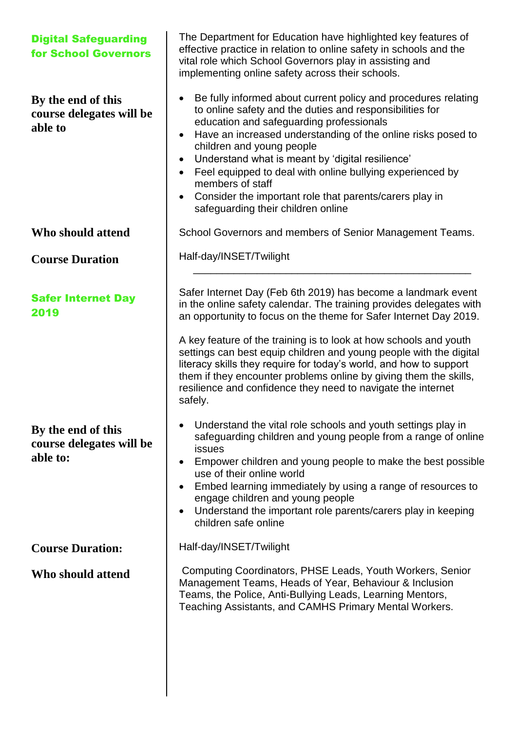## Digital Safeguarding for School Governors

The Department for Education have highlighted key features of effective practice in relation to online safety in schools and the vital role which School Governors play in assisting and implementing online safety across their schools.

**By the end of this course delegates will be able to**

- Be fully informed about current policy and procedures relating to online safety and the duties and responsibilities for education and safeguarding professionals
- Have an increased understanding of the online risks posed to children and young people
- Understand what is meant by 'digital resilience'
- Feel equipped to deal with online bullying experienced by members of staff
- Consider the important role that parents/carers play in safeguarding their children online

**Who should attend**

School Governors and members of Senior Management Teams.

**Course Duration**

Half-day/INSET/Twilight

---

## Safer Internet Day 2019

Safer Internet Day (Feb 6th 2019) has become a landmark event in the online safety calendar. The training provides delegates with an opportunity to focus on the theme for Safer Internet Day 2019.

A key feature of the training is to look at how schools and youth settings can best equip children and young people with the digital literacy skills they require for today's world, and how to support them if they encounter problems online by giving them the skills, resilience and confidence they need to navigate the internet safely.

**By the end of this course delegates will be able to:**

- Understand the vital role schools and youth settings play in safeguarding children and young people from a range of online issues
- Empower children and young people to make the best possible use of their online world
- Embed learning immediately by using a range of resources to engage children and young people
- Understand the important role parents/carers play in keeping children safe online

**Course Duration:**

Half-day/INSET/Twilight

**Who should attend**

Computing Coordinators, PHSE Leads, Youth Workers, Senior Management Teams, Heads of Year, Behaviour & Inclusion Teams, the Police, Anti-Bullying Leads, Learning Mentors, Teaching Assistants, and CAMHS Primary Mental Workers.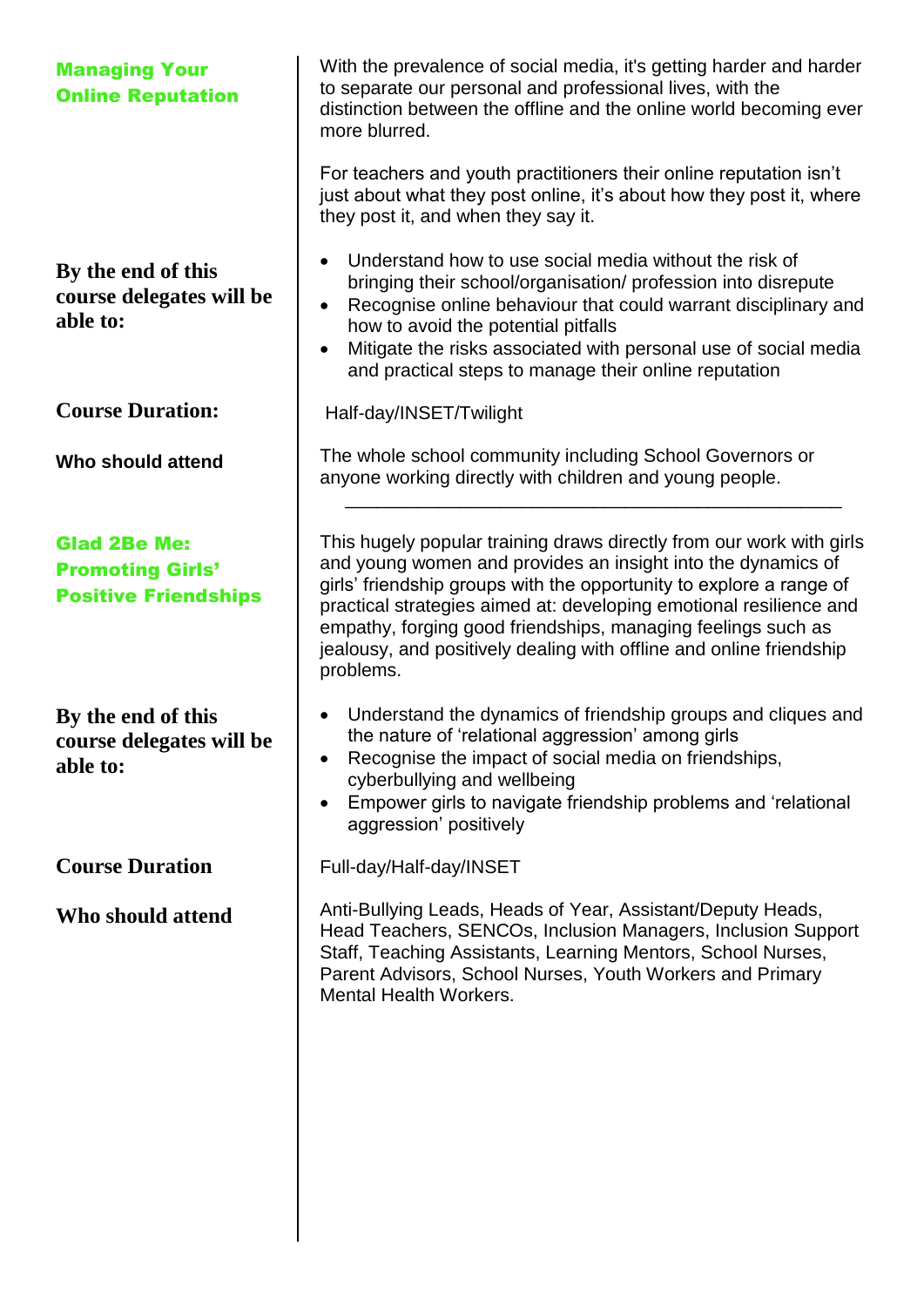## Managing Your Online Reputation

With the prevalence of social media, it's getting harder and harder to separate our personal and professional lives, with the distinction between the offline and the online world becoming ever more blurred.

For teachers and youth practitioners their online reputation isn't just about what they post online, it's about how they post it, where they post it, and when they say it.

**By the end of this course delegates will be able to:**

- Understand how to use social media without the risk of bringing their school/organisation/ profession into disrepute
- Recognise online behaviour that could warrant disciplinary and how to avoid the potential pitfalls
- Mitigate the risks associated with personal use of social media and practical steps to manage their online reputation

**Course Duration:** Half-day/INSET/Twilight

**Who should attend**

The whole school community including School Governors or anyone working directly with children and young people.

---

## Glad 2Be Me: Promoting Girls' Positive Friendships

This hugely popular training draws directly from our work with girls and young women and provides an insight into the dynamics of girls' friendship groups with the opportunity to explore a range of practical strategies aimed at: developing emotional resilience and empathy, forging good friendships, managing feelings such as jealousy, and positively dealing with offline and online friendship problems.

**By the end of this course delegates will be able to:**

- Understand the dynamics of friendship groups and cliques and the nature of 'relational aggression' among girls
- Recognise the impact of social media on friendships, cyberbullying and wellbeing
- Empower girls to navigate friendship problems and 'relational aggression' positively

**Course Duration** Full-day/Half-day/INSET

**Who should attend**

Anti-Bullying Leads, Heads of Year, Assistant/Deputy Heads, Head Teachers, SENCOs, Inclusion Managers, Inclusion Support Staff, Teaching Assistants, Learning Mentors, School Nurses, Parent Advisors, School Nurses, Youth Workers and Primary Mental Health Workers.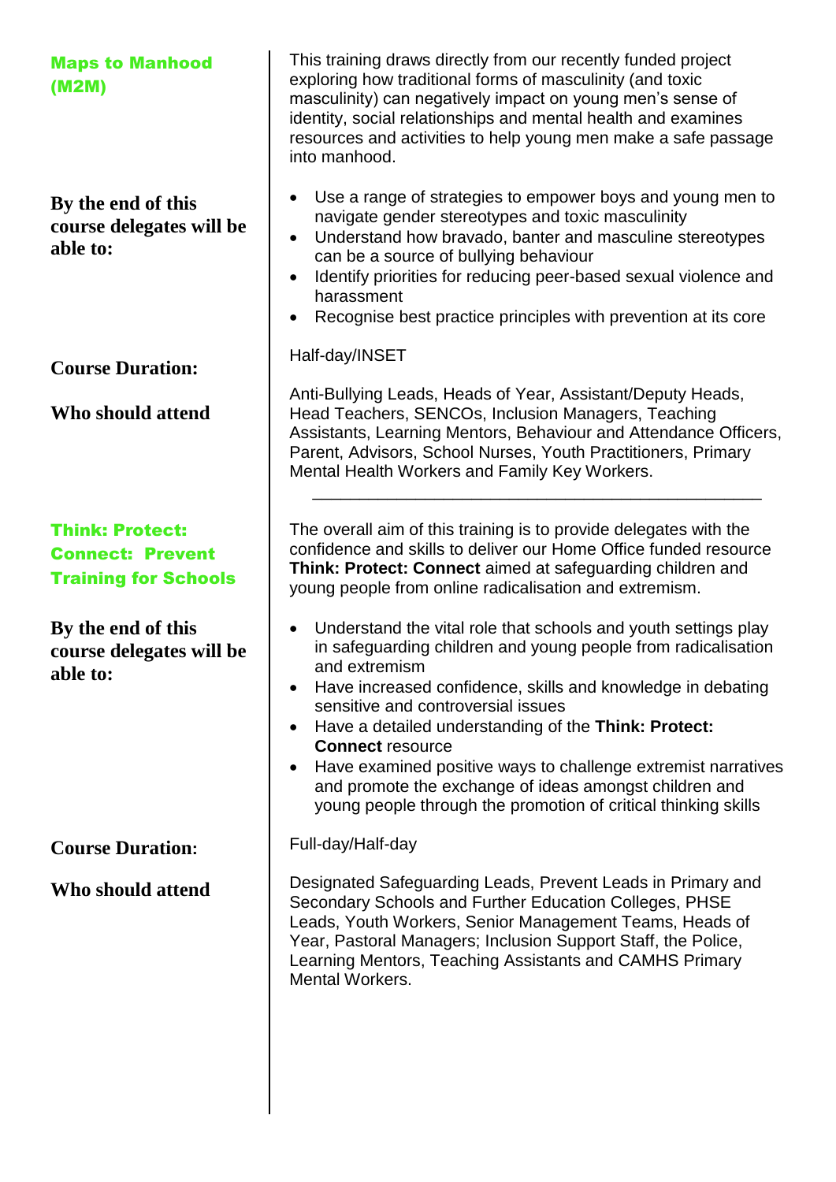## Maps to Manhood (M2M)

This training draws directly from our recently funded project exploring how traditional forms of masculinity (and toxic masculinity) can negatively impact on young men's sense of identity, social relationships and mental health and examines resources and activities to help young men make a safe passage into manhood.

**By the end of this course delegates will be able to:**

- Use a range of strategies to empower boys and young men to navigate gender stereotypes and toxic masculinity
- Understand how bravado, banter and masculine stereotypes can be a source of bullying behaviour
- Identify priorities for reducing peer-based sexual violence and harassment
- Recognise best practice principles with prevention at its core

**Course Duration:**

Half-day/INSET

**Who should attend**

Anti-Bullying Leads, Heads of Year, Assistant/Deputy Heads, Head Teachers, SENCOs, Inclusion Managers, Teaching Assistants, Learning Mentors, Behaviour and Attendance Officers, Parent, Advisors, School Nurses, Youth Practitioners, Primary Mental Health Workers and Family Key Workers.

---

## Think: Protect: Connect: Prevent Training for Schools

The overall aim of this training is to provide delegates with the confidence and skills to deliver our Home Office funded resource **Think: Protect: Connect** aimed at safeguarding children and young people from online radicalisation and extremism.

**By the end of this course delegates will be able to:**

- Understand the vital role that schools and youth settings play in safeguarding children and young people from radicalisation and extremism
- Have increased confidence, skills and knowledge in debating sensitive and controversial issues
- Have a detailed understanding of the **Think: Protect: Connect** resource
- Have examined positive ways to challenge extremist narratives and promote the exchange of ideas amongst children and young people through the promotion of critical thinking skills

**Course Duration**:

Full-day/Half-day

**Who should attend**

Designated Safeguarding Leads, Prevent Leads in Primary and Secondary Schools and Further Education Colleges, PHSE Leads, Youth Workers, Senior Management Teams, Heads of Year, Pastoral Managers; Inclusion Support Staff, the Police, Learning Mentors, Teaching Assistants and CAMHS Primary Mental Workers.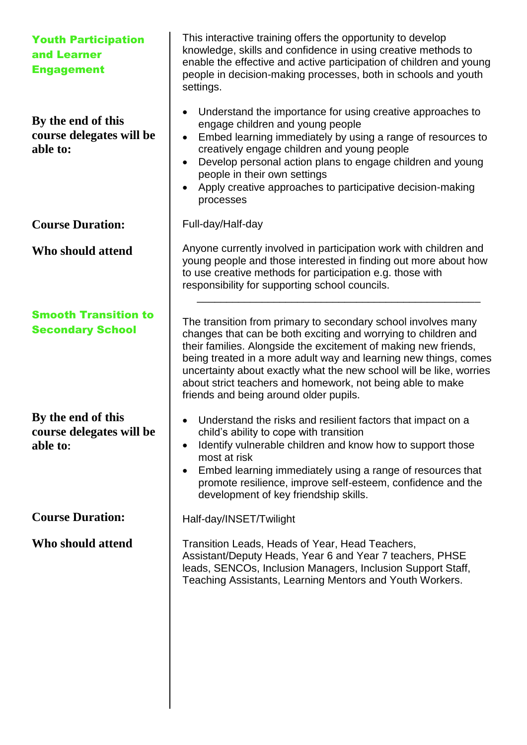## Youth Participation and Learner Engagement

This interactive training offers the opportunity to develop knowledge, skills and confidence in using creative methods to enable the effective and active participation of children and young people in decision-making processes, both in schools and youth settings.

**By the end of this course delegates will be able to:**

- Understand the importance for using creative approaches to engage children and young people
- Embed learning immediately by using a range of resources to creatively engage children and young people
- Develop personal action plans to engage children and young people in their own settings
- Apply creative approaches to participative decision-making processes

**Course Duration:** Full-day/Half-day

**Who should attend**

Anyone currently involved in participation work with children and young people and those interested in finding out more about how to use creative methods for participation e.g. those with responsibility for supporting school councils.

---

## Smooth Transition to Secondary School

The transition from primary to secondary school involves many changes that can be both exciting and worrying to children and their families. Alongside the excitement of making new friends, being treated in a more adult way and learning new things, comes uncertainty about exactly what the new school will be like, worries about strict teachers and homework, not being able to make friends and being around older pupils.

**By the end of this course delegates will be able to:**

- Understand the risks and resilient factors that impact on a child's ability to cope with transition
- Identify vulnerable children and know how to support those most at risk
- Embed learning immediately using a range of resources that promote resilience, improve self-esteem, confidence and the development of key friendship skills.

**Course Duration:** Half-day/INSET/Twilight

**Who should attend**

Transition Leads, Heads of Year, Head Teachers, Assistant/Deputy Heads, Year 6 and Year 7 teachers, PHSE leads, SENCOs, Inclusion Managers, Inclusion Support Staff, Teaching Assistants, Learning Mentors and Youth Workers.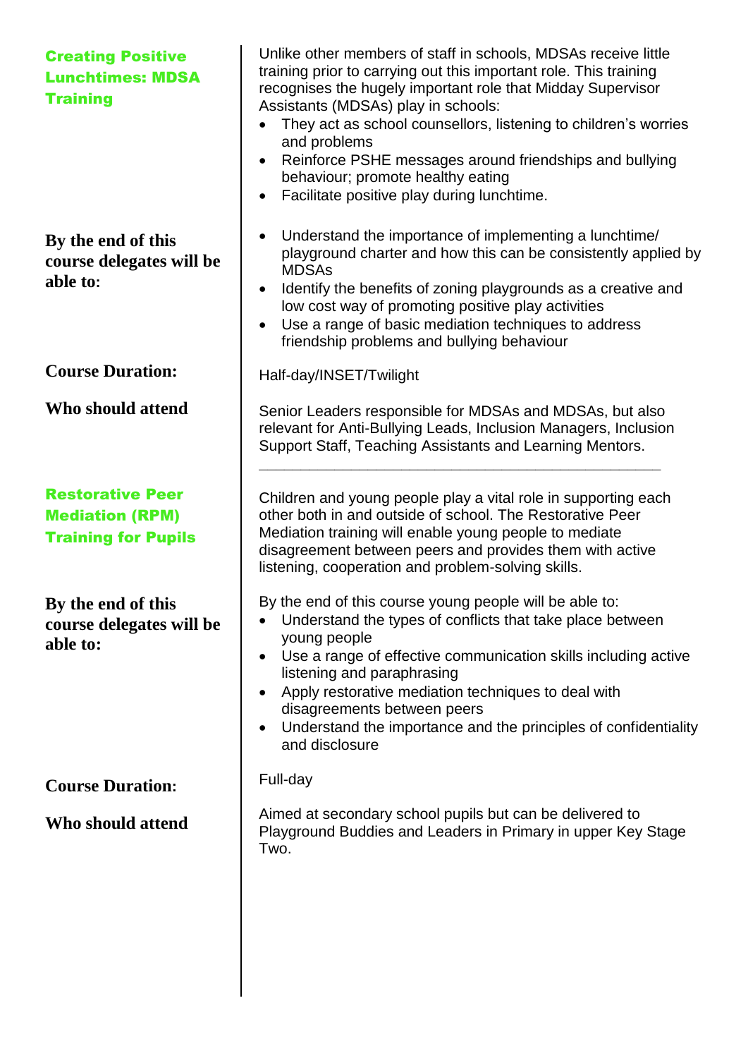## Creating Positive Lunchtimes: MDSA Training

Unlike other members of staff in schools, MDSAs receive little training prior to carrying out this important role. This training recognises the hugely important role that Midday Supervisor Assistants (MDSAs) play in schools:

- They act as school counsellors, listening to children's worries and problems
- Reinforce PSHE messages around friendships and bullying behaviour; promote healthy eating
- Facilitate positive play during lunchtime.

**By the end of this course delegates will be able to:**

- Understand the importance of implementing a lunchtime/ playground charter and how this can be consistently applied by MDSAs
- Identify the benefits of zoning playgrounds as a creative and low cost way of promoting positive play activities
- Use a range of basic mediation techniques to address friendship problems and bullying behaviour

**Course Duration:** Half-day/INSET/Twilight

**Who should attend**

Senior Leaders responsible for MDSAs and MDSAs, but also relevant for Anti-Bullying Leads, Inclusion Managers, Inclusion Support Staff, Teaching Assistants and Learning Mentors.

---

## Restorative Peer Mediation (RPM) Training for Pupils

Children and young people play a vital role in supporting each other both in and outside of school. The Restorative Peer Mediation training will enable young people to mediate disagreement between peers and provides them with active listening, cooperation and problem-solving skills.

**By the end of this course delegates will be able to:**

By the end of this course young people will be able to:

- Understand the types of conflicts that take place between young people
- Use a range of effective communication skills including active listening and paraphrasing
- Apply restorative mediation techniques to deal with disagreements between peers
- Understand the importance and the principles of confidentiality and disclosure

**Course Duration:** Full-day

**Who should attend**

Aimed at secondary school pupils but can be delivered to Playground Buddies and Leaders in Primary in upper Key Stage Two.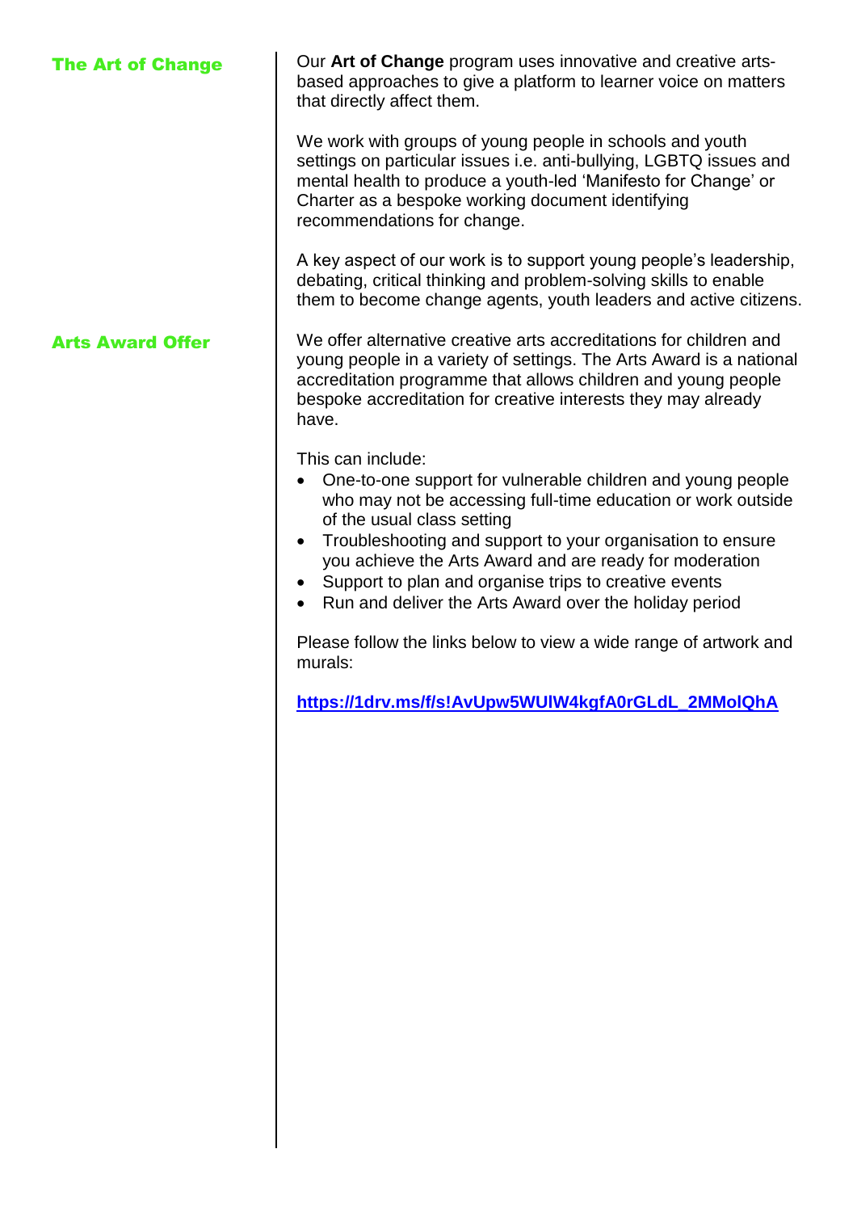## The Art of Change

Our **Art of Change** program uses innovative and creative arts-based approaches to give a platform to learner voice on matters that directly affect them.

We work with groups of young people in schools and youth settings on particular issues i.e. anti-bullying, LGBTQ issues and mental health to produce a youth-led 'Manifesto for Change' or Charter as a bespoke working document identifying recommendations for change.

A key aspect of our work is to support young people's leadership, debating, critical thinking and problem-solving skills to enable them to become change agents, youth leaders and active citizens.

## Arts Award Offer

We offer alternative creative arts accreditations for children and young people in a variety of settings. The Arts Award is a national accreditation programme that allows children and young people bespoke accreditation for creative interests they may already have.

This can include:

- One-to-one support for vulnerable children and young people who may not be accessing full-time education or work outside of the usual class setting
- Troubleshooting and support to your organisation to ensure you achieve the Arts Award and are ready for moderation
- Support to plan and organise trips to creative events
- Run and deliver the Arts Award over the holiday period

Please follow the links below to view a wide range of artwork and murals:

**https://1drv.ms/f/s!AvUpw5WUlW4kgfA0rGLdL_2MMolQhA**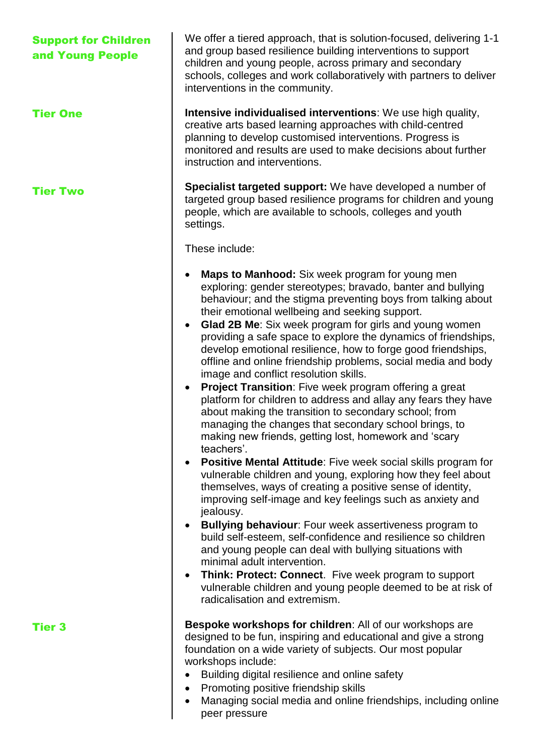## Support for Children and Young People

We offer a tiered approach, that is solution-focused, delivering 1-1 and group based resilience building interventions to support children and young people, across primary and secondary schools, colleges and work collaboratively with partners to deliver interventions in the community.

### Tier One

**Intensive individualised interventions**: We use high quality, creative arts based learning approaches with child-centred planning to develop customised interventions. Progress is monitored and results are used to make decisions about further instruction and interventions.

### Tier Two

**Specialist targeted support:** We have developed a number of targeted group based resilience programs for children and young people, which are available to schools, colleges and youth settings.

These include:

- **Maps to Manhood:** Six week program for young men exploring: gender stereotypes; bravado, banter and bullying behaviour; and the stigma preventing boys from talking about their emotional wellbeing and seeking support.
- **Glad 2B Me**: Six week program for girls and young women providing a safe space to explore the dynamics of friendships, develop emotional resilience, how to forge good friendships, offline and online friendship problems, social media and body image and conflict resolution skills.
- **Project Transition**: Five week program offering a great platform for children to address and allay any fears they have about making the transition to secondary school; from managing the changes that secondary school brings, to making new friends, getting lost, homework and 'scary teachers'.
- **Positive Mental Attitude**: Five week social skills program for vulnerable children and young, exploring how they feel about themselves, ways of creating a positive sense of identity, improving self-image and key feelings such as anxiety and jealousy.
- **Bullying behaviour**: Four week assertiveness program to build self-esteem, self-confidence and resilience so children and young people can deal with bullying situations with minimal adult intervention.
- **Think: Protect: Connect**. Five week program to support vulnerable children and young people deemed to be at risk of radicalisation and extremism.

### Tier 3

**Bespoke workshops for children**: All of our workshops are designed to be fun, inspiring and educational and give a strong foundation on a wide variety of subjects. Our most popular workshops include:

- Building digital resilience and online safety
- Promoting positive friendship skills
- Managing social media and online friendships, including online peer pressure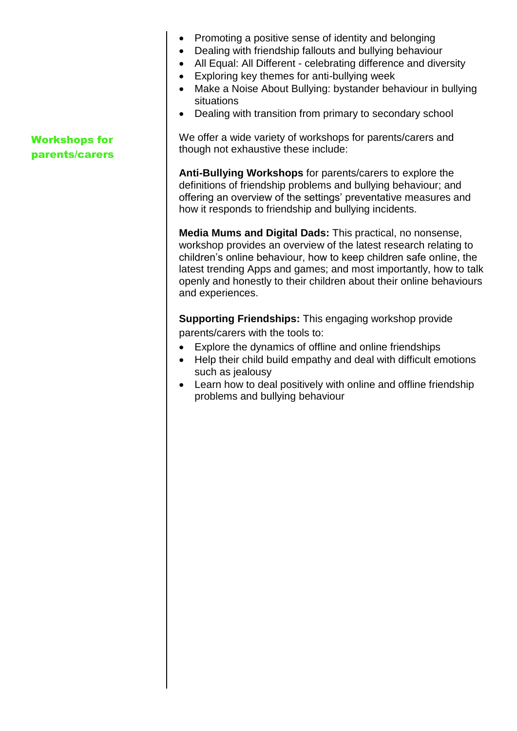- Promoting a positive sense of identity and belonging
- Dealing with friendship fallouts and bullying behaviour
- All Equal: All Different - celebrating difference and diversity
- Exploring key themes for anti-bullying week
- Make a Noise About Bullying: bystander behaviour in bullying situations
- Dealing with transition from primary to secondary school

## Workshops for parents/carers

We offer a wide variety of workshops for parents/carers and though not exhaustive these include:

**Anti-Bullying Workshops** for parents/carers to explore the definitions of friendship problems and bullying behaviour; and offering an overview of the settings' preventative measures and how it responds to friendship and bullying incidents.

**Media Mums and Digital Dads:** This practical, no nonsense, workshop provides an overview of the latest research relating to children's online behaviour, how to keep children safe online, the latest trending Apps and games; and most importantly, how to talk openly and honestly to their children about their online behaviours and experiences.

**Supporting Friendships:** This engaging workshop provide parents/carers with the tools to:

- Explore the dynamics of offline and online friendships
- Help their child build empathy and deal with difficult emotions such as jealousy
- Learn how to deal positively with online and offline friendship problems and bullying behaviour